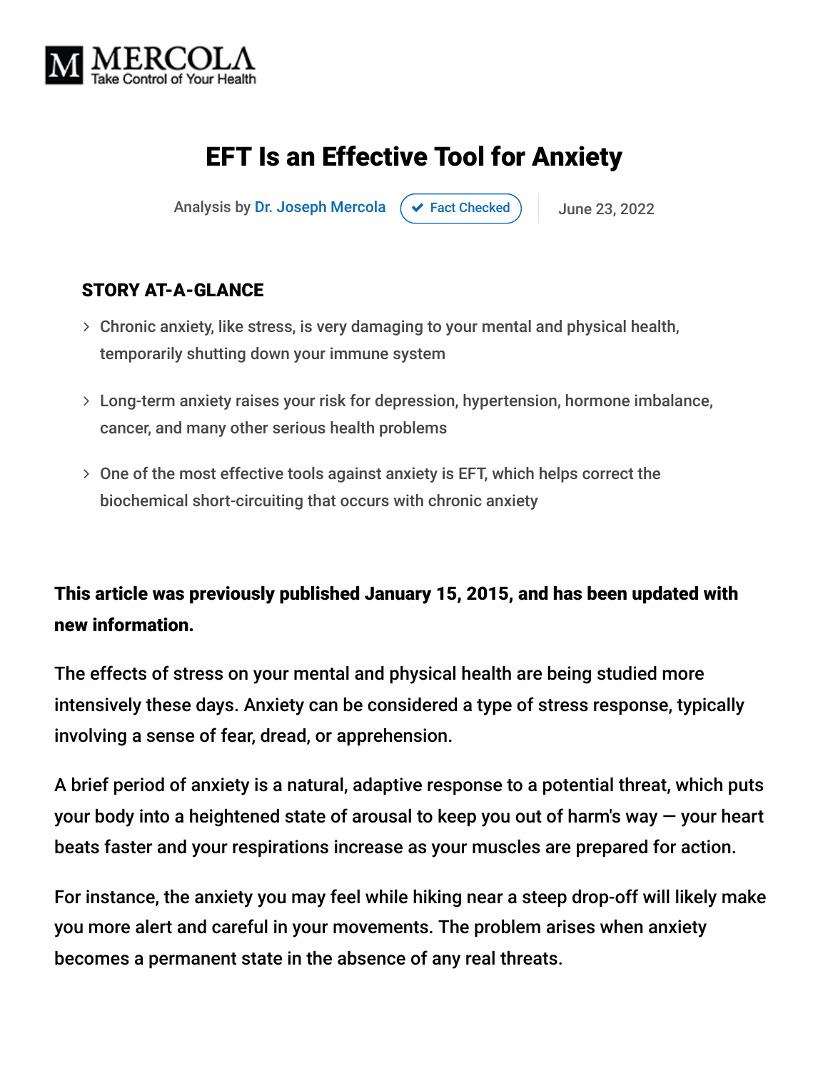MERCOLA
Take Control of Your Health

# EFT Is an Effective Tool for Anxiety

Analysis by Dr. Joseph Mercola | Fact Checked | June 23, 2022

### STORY AT-A-GLANCE

- Chronic anxiety, like stress, is very damaging to your mental and physical health, temporarily shutting down your immune system
- Long-term anxiety raises your risk for depression, hypertension, hormone imbalance, cancer, and many other serious health problems
- One of the most effective tools against anxiety is EFT, which helps correct the biochemical short-circuiting that occurs with chronic anxiety

**This article was previously published January 15, 2015, and has been updated with new information.**

The effects of stress on your mental and physical health are being studied more intensively these days. Anxiety can be considered a type of stress response, typically involving a sense of fear, dread, or apprehension.

A brief period of anxiety is a natural, adaptive response to a potential threat, which puts your body into a heightened state of arousal to keep you out of harm's way — your heart beats faster and your respirations increase as your muscles are prepared for action.

For instance, the anxiety you may feel while hiking near a steep drop-off will likely make you more alert and careful in your movements. The problem arises when anxiety becomes a permanent state in the absence of any real threats.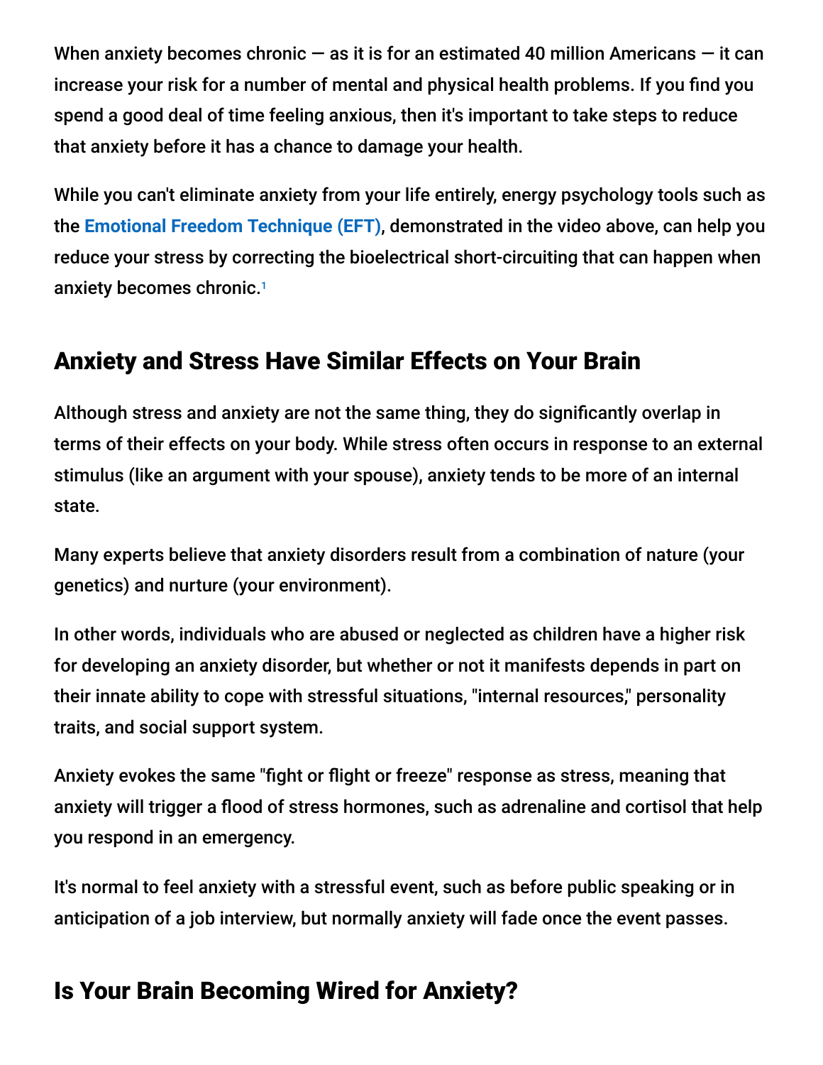When anxiety becomes chronic — as it is for an estimated 40 million Americans — it can increase your risk for a number of mental and physical health problems. If you find you spend a good deal of time feeling anxious, then it's important to take steps to reduce that anxiety before it has a chance to damage your health.

While you can't eliminate anxiety from your life entirely, energy psychology tools such as the **Emotional Freedom Technique (EFT)**, demonstrated in the video above, can help you reduce your stress by correcting the bioelectrical short-circuiting that can happen when anxiety becomes chronic.[1]

## Anxiety and Stress Have Similar Effects on Your Brain

Although stress and anxiety are not the same thing, they do significantly overlap in terms of their effects on your body. While stress often occurs in response to an external stimulus (like an argument with your spouse), anxiety tends to be more of an internal state.

Many experts believe that anxiety disorders result from a combination of nature (your genetics) and nurture (your environment).

In other words, individuals who are abused or neglected as children have a higher risk for developing an anxiety disorder, but whether or not it manifests depends in part on their innate ability to cope with stressful situations, "internal resources," personality traits, and social support system.

Anxiety evokes the same "fight or flight or freeze" response as stress, meaning that anxiety will trigger a flood of stress hormones, such as adrenaline and cortisol that help you respond in an emergency.

It's normal to feel anxiety with a stressful event, such as before public speaking or in anticipation of a job interview, but normally anxiety will fade once the event passes.

## Is Your Brain Becoming Wired for Anxiety?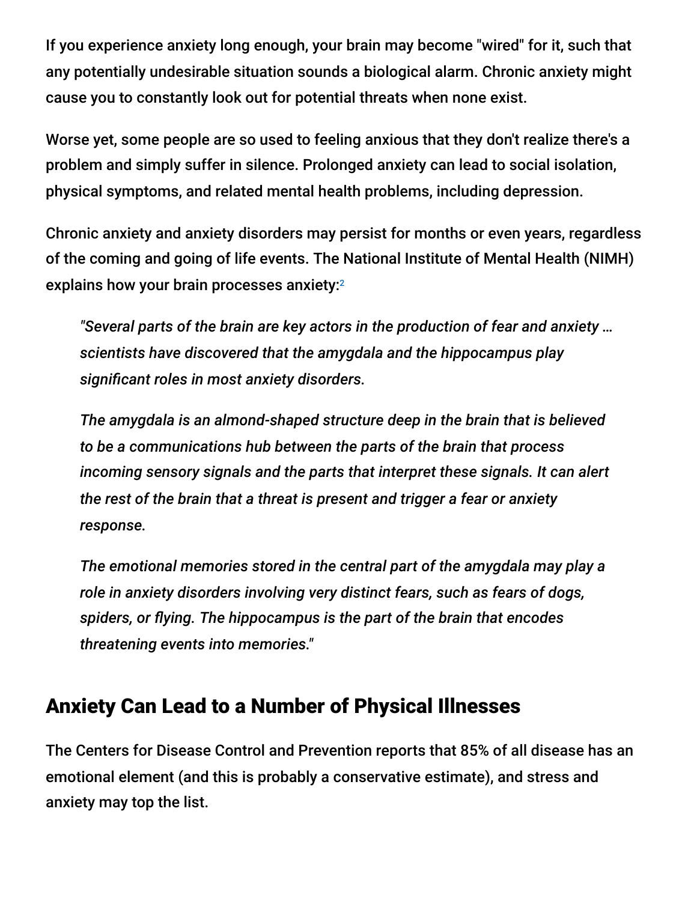If you experience anxiety long enough, your brain may become "wired" for it, such that any potentially undesirable situation sounds a biological alarm. Chronic anxiety might cause you to constantly look out for potential threats when none exist.

Worse yet, some people are so used to feeling anxious that they don't realize there's a problem and simply suffer in silence. Prolonged anxiety can lead to social isolation, physical symptoms, and related mental health problems, including depression.

Chronic anxiety and anxiety disorders may persist for months or even years, regardless of the coming and going of life events. The National Institute of Mental Health (NIMH) explains how your brain processes anxiety:[2]

> *"Several parts of the brain are key actors in the production of fear and anxiety … scientists have discovered that the amygdala and the hippocampus play significant roles in most anxiety disorders.*
>
> *The amygdala is an almond-shaped structure deep in the brain that is believed to be a communications hub between the parts of the brain that process incoming sensory signals and the parts that interpret these signals. It can alert the rest of the brain that a threat is present and trigger a fear or anxiety response.*
>
> *The emotional memories stored in the central part of the amygdala may play a role in anxiety disorders involving very distinct fears, such as fears of dogs, spiders, or flying. The hippocampus is the part of the brain that encodes threatening events into memories."*

## Anxiety Can Lead to a Number of Physical Illnesses

The Centers for Disease Control and Prevention reports that 85% of all disease has an emotional element (and this is probably a conservative estimate), and stress and anxiety may top the list.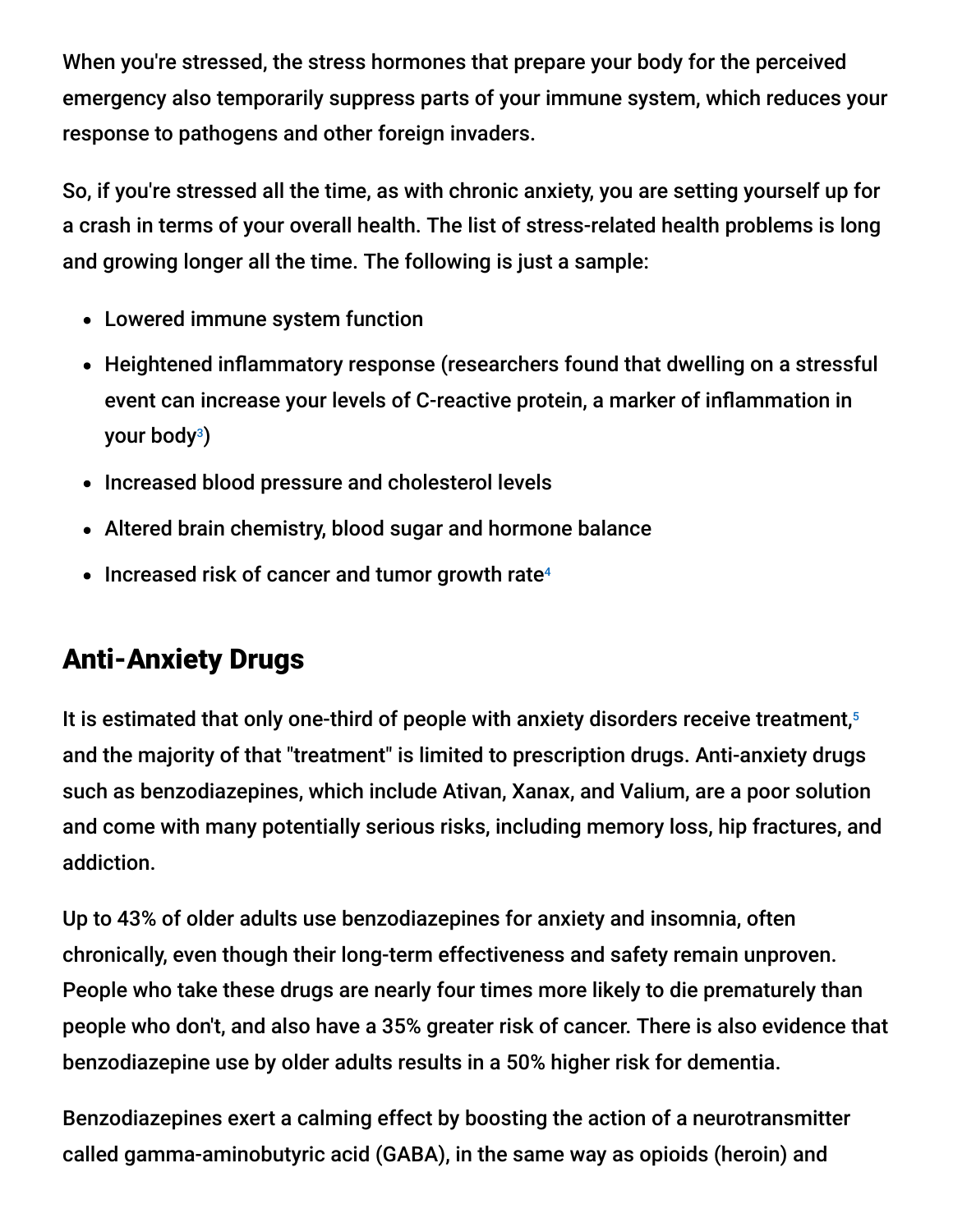When you're stressed, the stress hormones that prepare your body for the perceived emergency also temporarily suppress parts of your immune system, which reduces your response to pathogens and other foreign invaders.

So, if you're stressed all the time, as with chronic anxiety, you are setting yourself up for a crash in terms of your overall health. The list of stress-related health problems is long and growing longer all the time. The following is just a sample:

- Lowered immune system function
- Heightened inflammatory response (researchers found that dwelling on a stressful event can increase your levels of C-reactive protein, a marker of inflammation in your body[3])
- Increased blood pressure and cholesterol levels
- Altered brain chemistry, blood sugar and hormone balance
- Increased risk of cancer and tumor growth rate[4]

## Anti-Anxiety Drugs

It is estimated that only one-third of people with anxiety disorders receive treatment,[5] and the majority of that "treatment" is limited to prescription drugs. Anti-anxiety drugs such as benzodiazepines, which include Ativan, Xanax, and Valium, are a poor solution and come with many potentially serious risks, including memory loss, hip fractures, and addiction.

Up to 43% of older adults use benzodiazepines for anxiety and insomnia, often chronically, even though their long-term effectiveness and safety remain unproven. People who take these drugs are nearly four times more likely to die prematurely than people who don't, and also have a 35% greater risk of cancer. There is also evidence that benzodiazepine use by older adults results in a 50% higher risk for dementia.

Benzodiazepines exert a calming effect by boosting the action of a neurotransmitter called gamma-aminobutyric acid (GABA), in the same way as opioids (heroin) and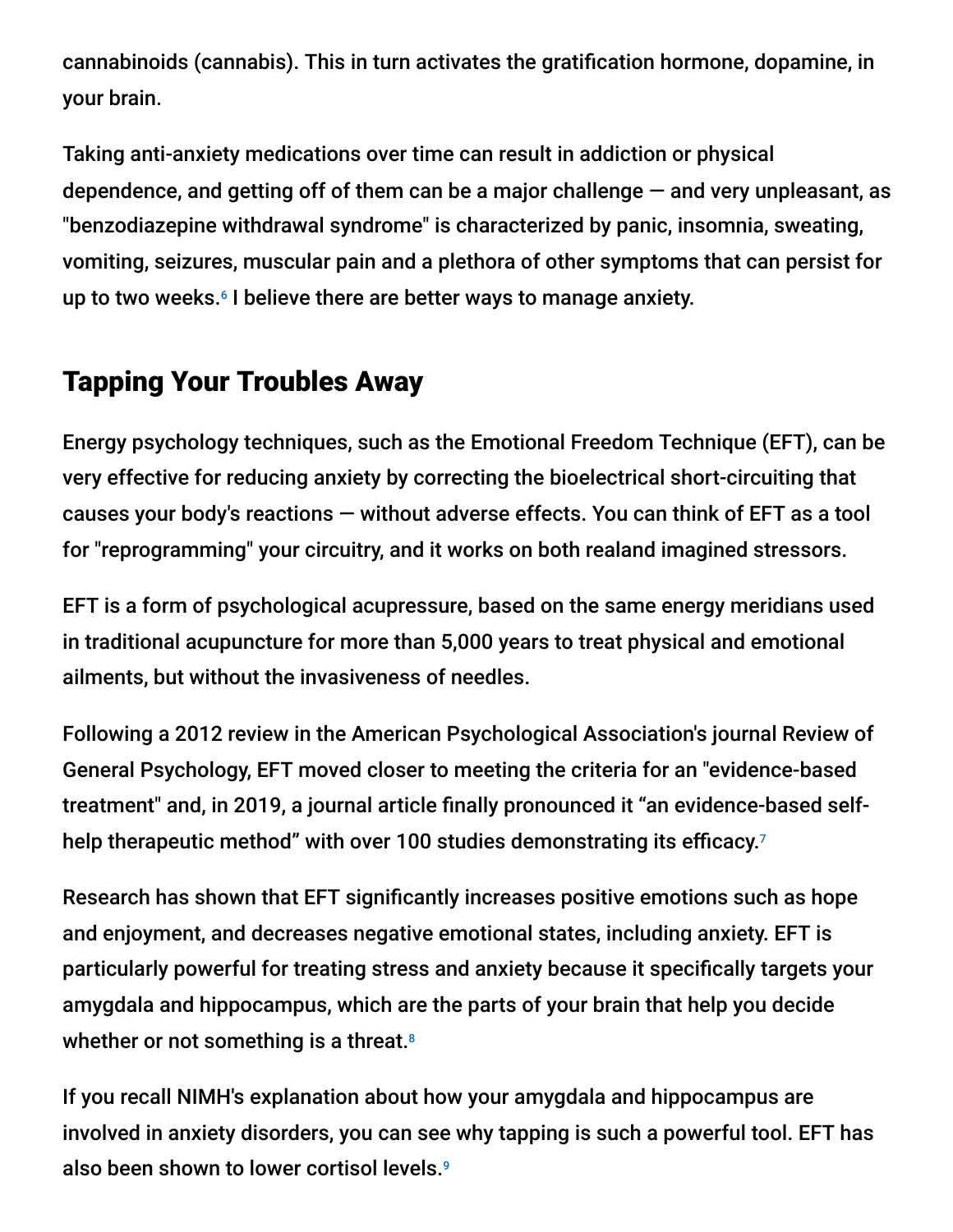cannabinoids (cannabis). This in turn activates the gratification hormone, dopamine, in your brain.

Taking anti-anxiety medications over time can result in addiction or physical dependence, and getting off of them can be a major challenge — and very unpleasant, as "benzodiazepine withdrawal syndrome" is characterized by panic, insomnia, sweating, vomiting, seizures, muscular pain and a plethora of other symptoms that can persist for up to two weeks.[6] I believe there are better ways to manage anxiety.

## Tapping Your Troubles Away

Energy psychology techniques, such as the Emotional Freedom Technique (EFT), can be very effective for reducing anxiety by correcting the bioelectrical short-circuiting that causes your body's reactions — without adverse effects. You can think of EFT as a tool for "reprogramming" your circuitry, and it works on both realand imagined stressors.

EFT is a form of psychological acupressure, based on the same energy meridians used in traditional acupuncture for more than 5,000 years to treat physical and emotional ailments, but without the invasiveness of needles.

Following a 2012 review in the American Psychological Association's journal Review of General Psychology, EFT moved closer to meeting the criteria for an "evidence-based treatment" and, in 2019, a journal article finally pronounced it “an evidence-based self-help therapeutic method” with over 100 studies demonstrating its efficacy.[7]

Research has shown that EFT significantly increases positive emotions such as hope and enjoyment, and decreases negative emotional states, including anxiety. EFT is particularly powerful for treating stress and anxiety because it specifically targets your amygdala and hippocampus, which are the parts of your brain that help you decide whether or not something is a threat.[8]

If you recall NIMH's explanation about how your amygdala and hippocampus are involved in anxiety disorders, you can see why tapping is such a powerful tool. EFT has also been shown to lower cortisol levels.[9]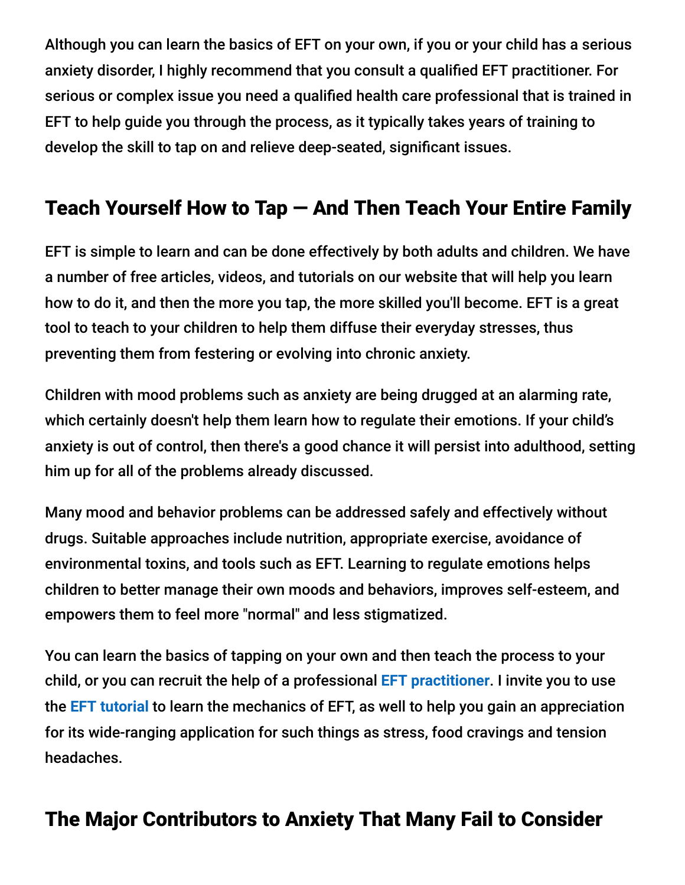Although you can learn the basics of EFT on your own, if you or your child has a serious anxiety disorder, I highly recommend that you consult a qualified EFT practitioner. For serious or complex issue you need a qualified health care professional that is trained in EFT to help guide you through the process, as it typically takes years of training to develop the skill to tap on and relieve deep-seated, significant issues.

## Teach Yourself How to Tap — And Then Teach Your Entire Family

EFT is simple to learn and can be done effectively by both adults and children. We have a number of free articles, videos, and tutorials on our website that will help you learn how to do it, and then the more you tap, the more skilled you'll become. EFT is a great tool to teach to your children to help them diffuse their everyday stresses, thus preventing them from festering or evolving into chronic anxiety.

Children with mood problems such as anxiety are being drugged at an alarming rate, which certainly doesn't help them learn how to regulate their emotions. If your child's anxiety is out of control, then there's a good chance it will persist into adulthood, setting him up for all of the problems already discussed.

Many mood and behavior problems can be addressed safely and effectively without drugs. Suitable approaches include nutrition, appropriate exercise, avoidance of environmental toxins, and tools such as EFT. Learning to regulate emotions helps children to better manage their own moods and behaviors, improves self-esteem, and empowers them to feel more "normal" and less stigmatized.

You can learn the basics of tapping on your own and then teach the process to your child, or you can recruit the help of a professional EFT practitioner. I invite you to use the EFT tutorial to learn the mechanics of EFT, as well to help you gain an appreciation for its wide-ranging application for such things as stress, food cravings and tension headaches.

## The Major Contributors to Anxiety That Many Fail to Consider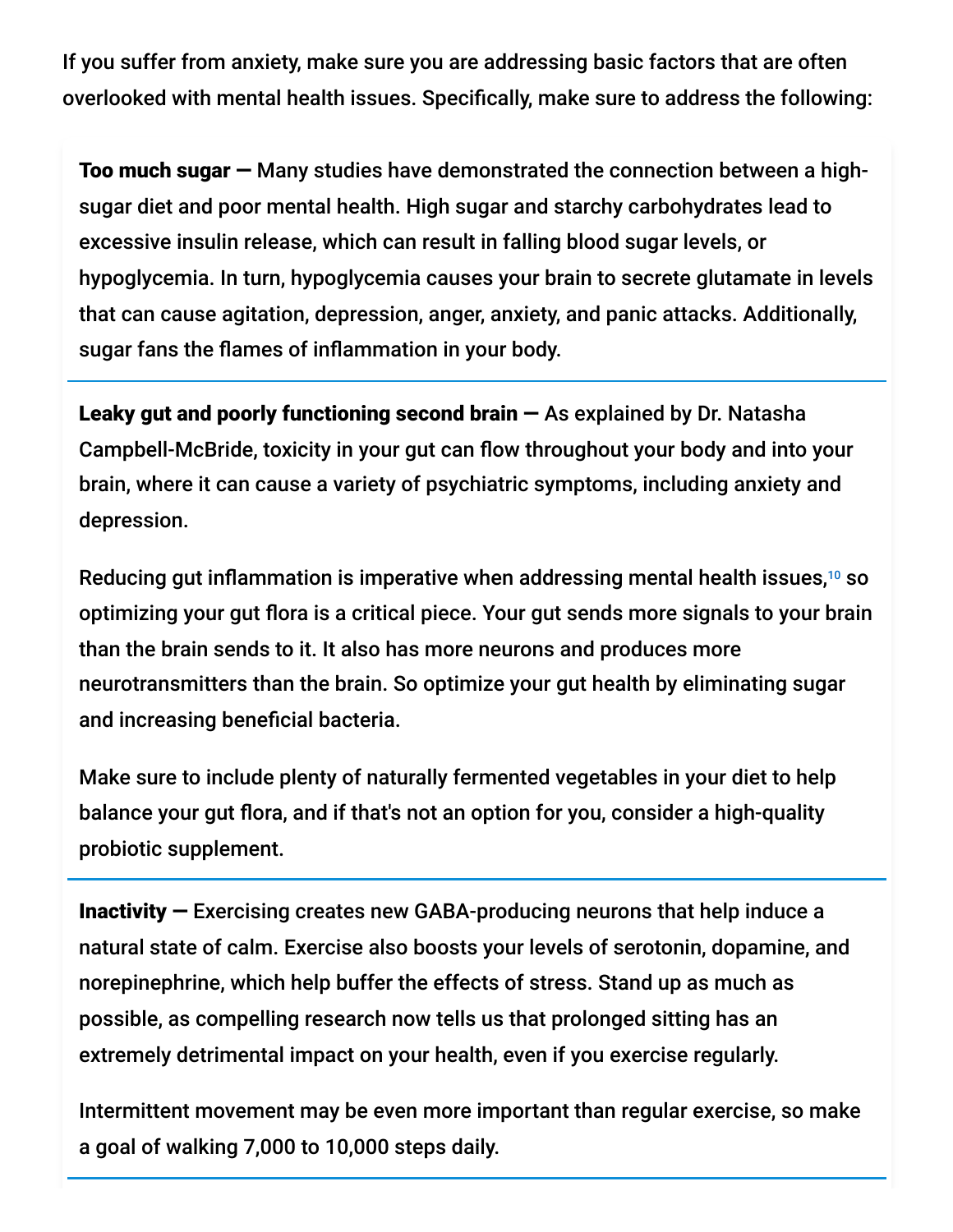If you suffer from anxiety, make sure you are addressing basic factors that are often overlooked with mental health issues. Specifically, make sure to address the following:

**Too much sugar —** Many studies have demonstrated the connection between a high-sugar diet and poor mental health. High sugar and starchy carbohydrates lead to excessive insulin release, which can result in falling blood sugar levels, or hypoglycemia. In turn, hypoglycemia causes your brain to secrete glutamate in levels that can cause agitation, depression, anger, anxiety, and panic attacks. Additionally, sugar fans the flames of inflammation in your body.

---

**Leaky gut and poorly functioning second brain —** As explained by Dr. Natasha Campbell-McBride, toxicity in your gut can flow throughout your body and into your brain, where it can cause a variety of psychiatric symptoms, including anxiety and depression.

Reducing gut inflammation is imperative when addressing mental health issues,[10] so optimizing your gut flora is a critical piece. Your gut sends more signals to your brain than the brain sends to it. It also has more neurons and produces more neurotransmitters than the brain. So optimize your gut health by eliminating sugar and increasing beneficial bacteria.

Make sure to include plenty of naturally fermented vegetables in your diet to help balance your gut flora, and if that's not an option for you, consider a high-quality probiotic supplement.

---

**Inactivity —** Exercising creates new GABA-producing neurons that help induce a natural state of calm. Exercise also boosts your levels of serotonin, dopamine, and norepinephrine, which help buffer the effects of stress. Stand up as much as possible, as compelling research now tells us that prolonged sitting has an extremely detrimental impact on your health, even if you exercise regularly.

Intermittent movement may be even more important than regular exercise, so make a goal of walking 7,000 to 10,000 steps daily.

---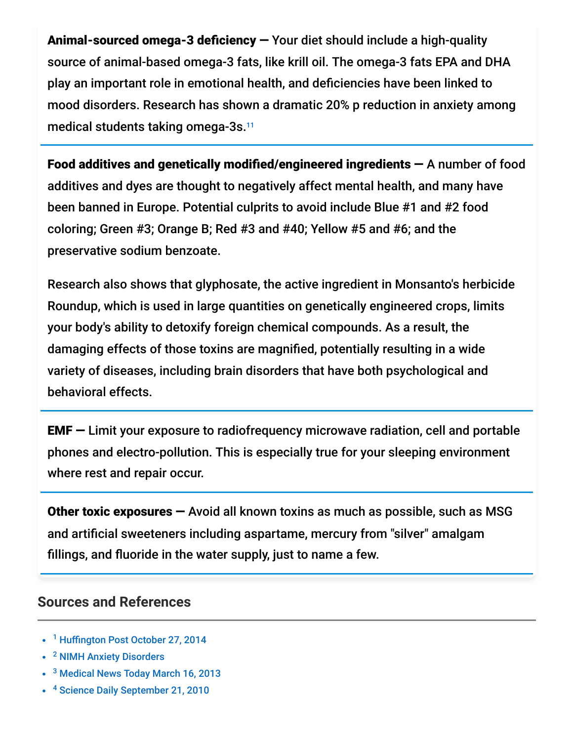**Animal-sourced omega-3 deficiency —** Your diet should include a high-quality source of animal-based omega-3 fats, like krill oil. The omega-3 fats EPA and DHA play an important role in emotional health, and deficiencies have been linked to mood disorders. Research has shown a dramatic 20% p reduction in anxiety among medical students taking omega-3s.[11]

**Food additives and genetically modified/engineered ingredients —** A number of food additives and dyes are thought to negatively affect mental health, and many have been banned in Europe. Potential culprits to avoid include Blue #1 and #2 food coloring; Green #3; Orange B; Red #3 and #40; Yellow #5 and #6; and the preservative sodium benzoate.

Research also shows that glyphosate, the active ingredient in Monsanto's herbicide Roundup, which is used in large quantities on genetically engineered crops, limits your body's ability to detoxify foreign chemical compounds. As a result, the damaging effects of those toxins are magnified, potentially resulting in a wide variety of diseases, including brain disorders that have both psychological and behavioral effects.

**EMF —** Limit your exposure to radiofrequency microwave radiation, cell and portable phones and electro-pollution. This is especially true for your sleeping environment where rest and repair occur.

**Other toxic exposures —** Avoid all known toxins as much as possible, such as MSG and artificial sweeteners including aspartame, mercury from "silver" amalgam fillings, and fluoride in the water supply, just to name a few.

## Sources and References

- [1] Huffington Post October 27, 2014
- [2] NIMH Anxiety Disorders
- [3] Medical News Today March 16, 2013
- [4] Science Daily September 21, 2010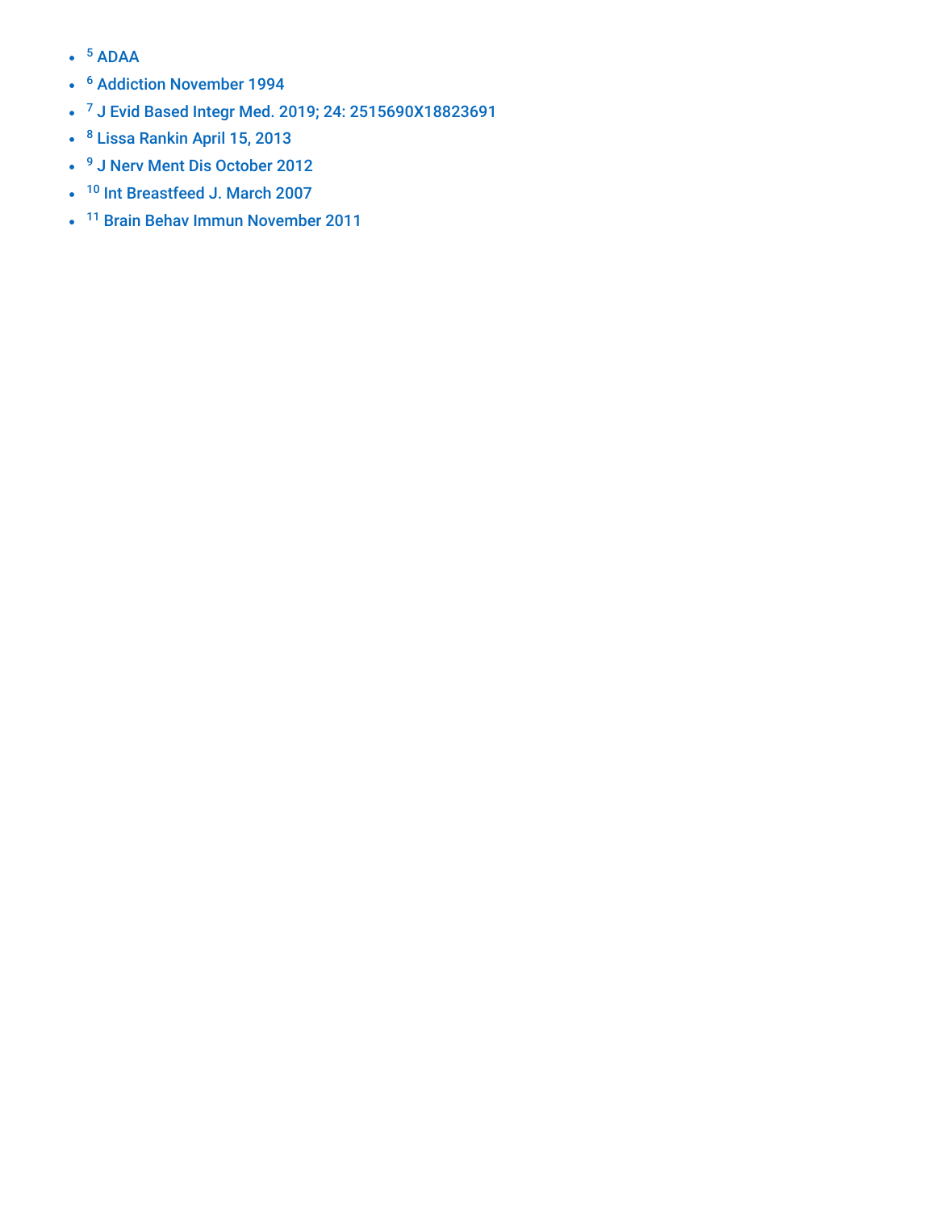- [5] ADAA
- [6] Addiction November 1994
- [7] J Evid Based Integr Med. 2019; 24: 2515690X18823691
- [8] Lissa Rankin April 15, 2013
- [9] J Nerv Ment Dis October 2012
- [10] Int Breastfeed J. March 2007
- [11] Brain Behav Immun November 2011